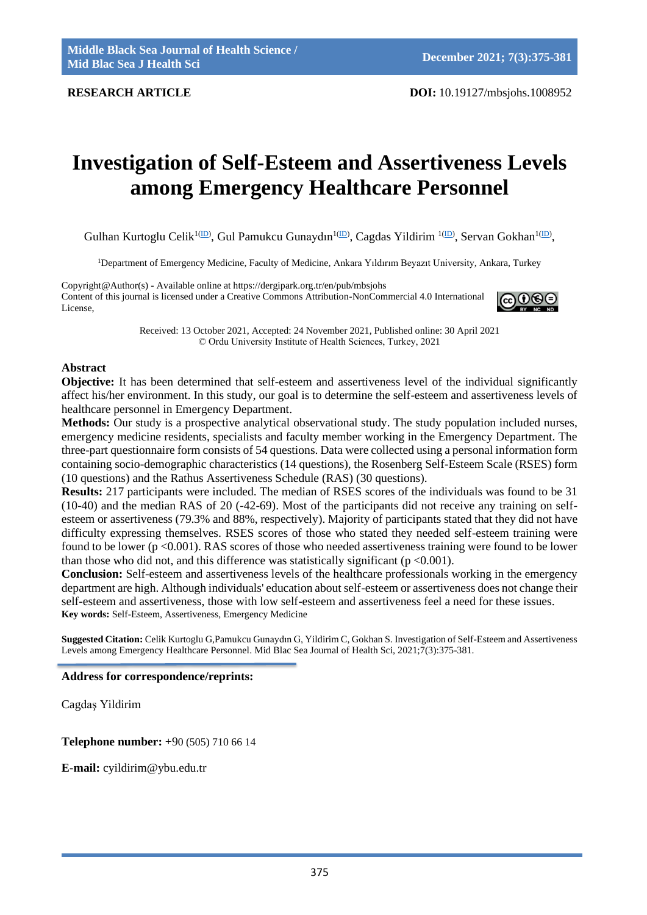**RESEARCH ARTICLE**

**DOI:** 10.19127/mbsjohs.1008952

# Investigation of Self-Esteem and Assertiveness Levels among Emergency Healthcare Personnel

Gulhan Kurtoglu Celik[1](ID), Gul Pamukcu Gunaydın[1](ID), Cagdas Yildirim [1](ID), Servan Gokhan[1](ID),

[1]Department of Emergency Medicine, Faculty of Medicine, Ankara Yıldırım Beyazıt University, Ankara, Turkey

Copyright@Author(s) - Available online at https://dergipark.org.tr/en/pub/mbsjohs
Content of this journal is licensed under a Creative Commons Attribution-NonCommercial 4.0 International License,

Received: 13 October 2021, Accepted: 24 November 2021, Published online: 30 April 2021
© Ordu University Institute of Health Sciences, Turkey, 2021

## Abstract

**Objective:** It has been determined that self-esteem and assertiveness level of the individual significantly affect his/her environment. In this study, our goal is to determine the self-esteem and assertiveness levels of healthcare personnel in Emergency Department.

**Methods:** Our study is a prospective analytical observational study. The study population included nurses, emergency medicine residents, specialists and faculty member working in the Emergency Department. The three-part questionnaire form consists of 54 questions. Data were collected using a personal information form containing socio-demographic characteristics (14 questions), the Rosenberg Self-Esteem Scale (RSES) form (10 questions) and the Rathus Assertiveness Schedule (RAS) (30 questions).

**Results:** 217 participants were included. The median of RSES scores of the individuals was found to be 31 (10-40) and the median RAS of 20 (-42-69). Most of the participants did not receive any training on self-esteem or assertiveness (79.3% and 88%, respectively). Majority of participants stated that they did not have difficulty expressing themselves. RSES scores of those who stated they needed self-esteem training were found to be lower ($p < 0.001$). RAS scores of those who needed assertiveness training were found to be lower than those who did not, and this difference was statistically significant ($p < 0.001$).

**Conclusion:** Self-esteem and assertiveness levels of the healthcare professionals working in the emergency department are high. Although individuals' education about self-esteem or assertiveness does not change their self-esteem and assertiveness, those with low self-esteem and assertiveness feel a need for these issues.

**Key words:** Self-Esteem, Assertiveness, Emergency Medicine

**Suggested Citation:** Celik Kurtoglu G,Pamukcu Gunaydın G, Yildirim C, Gokhan S. Investigation of Self-Esteem and Assertiveness Levels among Emergency Healthcare Personnel. Mid Blac Sea Journal of Health Sci, 2021;7(3):375-381.

**Address for correspondence/reprints:**

Cagdaş Yildirim

**Telephone number:** +90 (505) 710 66 14

**E-mail:** cyildirim@ybu.edu.tr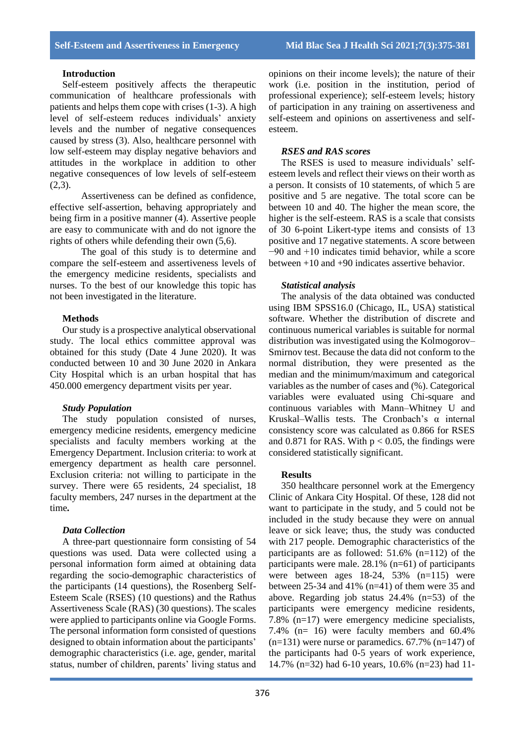## Introduction

Self-esteem positively affects the therapeutic communication of healthcare professionals with patients and helps them cope with crises (1-3). A high level of self-esteem reduces individuals' anxiety levels and the number of negative consequences caused by stress (3). Also, healthcare personnel with low self-esteem may display negative behaviors and attitudes in the workplace in addition to other negative consequences of low levels of self-esteem (2,3).

Assertiveness can be defined as confidence, effective self-assertion, behaving appropriately and being firm in a positive manner (4). Assertive people are easy to communicate with and do not ignore the rights of others while defending their own (5,6).

The goal of this study is to determine and compare the self-esteem and assertiveness levels of the emergency medicine residents, specialists and nurses. To the best of our knowledge this topic has not been investigated in the literature.

## Methods

Our study is a prospective analytical observational study. The local ethics committee approval was obtained for this study (Date 4 June 2020). It was conducted between 10 and 30 June 2020 in Ankara City Hospital which is an urban hospital that has 450.000 emergency department visits per year.

### *Study Population*

The study population consisted of nurses, emergency medicine residents, emergency medicine specialists and faculty members working at the Emergency Department. Inclusion criteria: to work at emergency department as health care personnel. Exclusion criteria: not willing to participate in the survey. There were 65 residents, 24 specialist, 18 faculty members, 247 nurses in the department at the time**.**

### *Data Collection*

A three-part questionnaire form consisting of 54 questions was used. Data were collected using a personal information form aimed at obtaining data regarding the socio-demographic characteristics of the participants (14 questions), the Rosenberg Self-Esteem Scale (RSES) (10 questions) and the Rathus Assertiveness Scale (RAS) (30 questions). The scales were applied to participants online via Google Forms. The personal information form consisted of questions designed to obtain information about the participants' demographic characteristics (i.e. age, gender, marital status, number of children, parents' living status and opinions on their income levels); the nature of their work (i.e. position in the institution, period of professional experience); self-esteem levels; history of participation in any training on assertiveness and self-esteem and opinions on assertiveness and self-esteem.

### *RSES and RAS scores*

The RSES is used to measure individuals' self-esteem levels and reflect their views on their worth as a person. It consists of 10 statements, of which 5 are positive and 5 are negative. The total score can be between 10 and 40. The higher the mean score, the higher is the self-esteem. RAS is a scale that consists of 30 6-point Likert-type items and consists of 13 positive and 17 negative statements. A score between −90 and +10 indicates timid behavior, while a score between +10 and +90 indicates assertive behavior.

### *Statistical analysis*

The analysis of the data obtained was conducted using IBM SPSS16.0 (Chicago, IL, USA) statistical software. Whether the distribution of discrete and continuous numerical variables is suitable for normal distribution was investigated using the Kolmogorov–Smirnov test. Because the data did not conform to the normal distribution, they were presented as the median and the minimum/maximum and categorical variables as the number of cases and (%). Categorical variables were evaluated using Chi-square and continuous variables with Mann–Whitney U and Kruskal–Wallis tests. The Cronbach's α internal consistency score was calculated as 0.866 for RSES and 0.871 for RAS. With $p < 0.05$, the findings were considered statistically significant.

## Results

350 healthcare personnel work at the Emergency Clinic of Ankara City Hospital. Of these, 128 did not want to participate in the study, and 5 could not be included in the study because they were on annual leave or sick leave; thus, the study was conducted with 217 people. Demographic characteristics of the participants are as followed: 51.6% (n=112) of the participants were male. 28.1% (n=61) of participants were between ages 18-24, 53% (n=115) were between 25-34 and 41% (n=41) of them were 35 and above. Regarding job status 24.4% (n=53) of the participants were emergency medicine residents, 7.8% (n=17) were emergency medicine specialists, 7.4% (n= 16) were faculty members and 60.4% (n=131) were nurse or paramedics. 67.7% (n=147) of the participants had 0-5 years of work experience, 14.7% (n=32) had 6-10 years, 10.6% (n=23) had 11-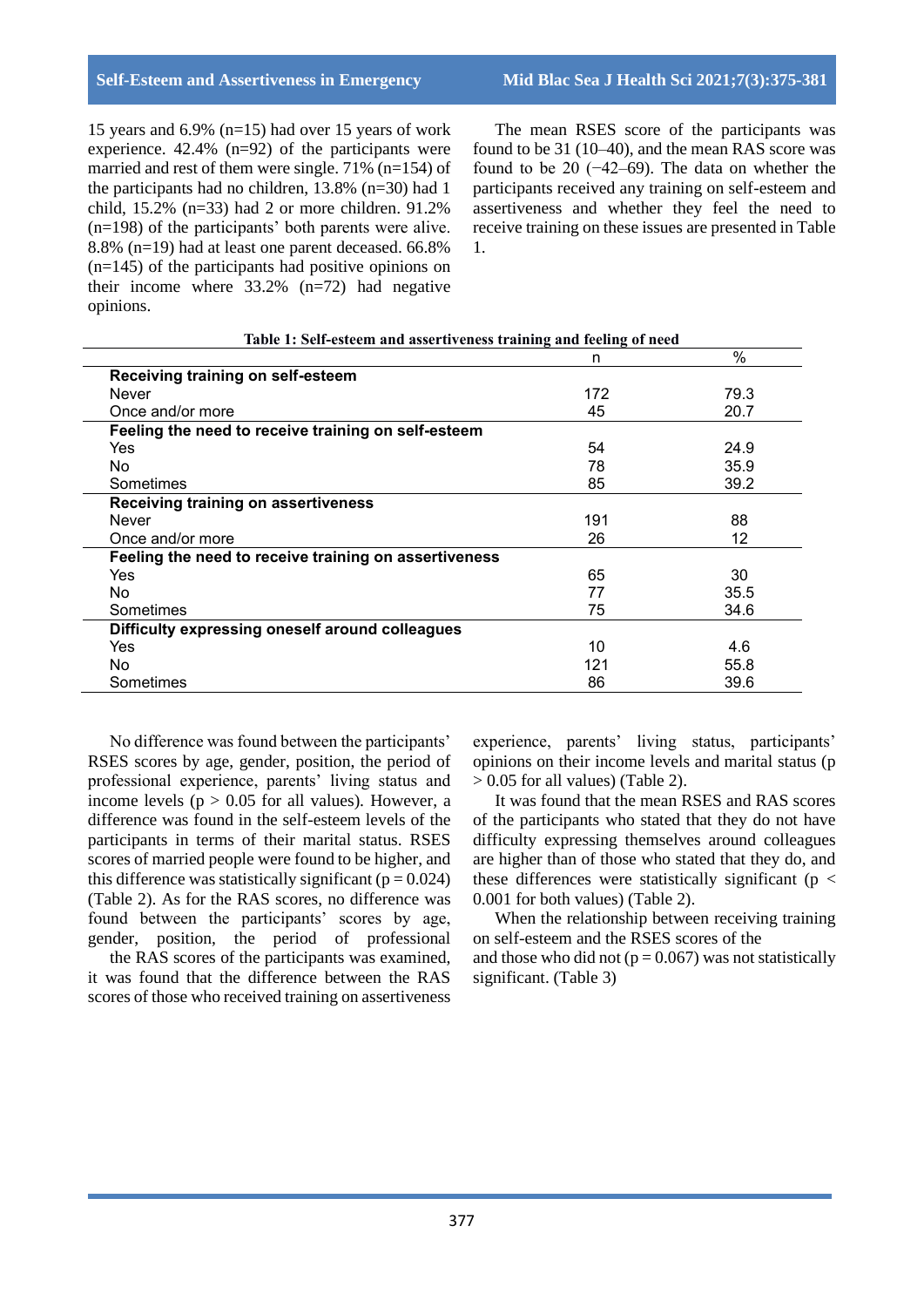15 years and 6.9% (n=15) had over 15 years of work experience. 42.4% (n=92) of the participants were married and rest of them were single. 71% (n=154) of the participants had no children, 13.8% (n=30) had 1 child, 15.2% (n=33) had 2 or more children. 91.2% (n=198) of the participants' both parents were alive. 8.8% (n=19) had at least one parent deceased. 66.8% (n=145) of the participants had positive opinions on their income where 33.2% (n=72) had negative opinions.

The mean RSES score of the participants was found to be 31 (10–40), and the mean RAS score was found to be 20 (−42–69). The data on whether the participants received any training on self-esteem and assertiveness and whether they feel the need to receive training on these issues are presented in Table 1.

**Table 1: Self-esteem and assertiveness training and feeling of need**

| | n | % |
|---|---|---|
| **Receiving training on self-esteem** | | |
| Never | 172 | 79.3 |
| Once and/or more | 45 | 20.7 |
| **Feeling the need to receive training on self-esteem** | | |
| Yes | 54 | 24.9 |
| No | 78 | 35.9 |
| Sometimes | 85 | 39.2 |
| **Receiving training on assertiveness** | | |
| Never | 191 | 88 |
| Once and/or more | 26 | 12 |
| **Feeling the need to receive training on assertiveness** | | |
| Yes | 65 | 30 |
| No | 77 | 35.5 |
| Sometimes | 75 | 34.6 |
| **Difficulty expressing oneself around colleagues** | | |
| Yes | 10 | 4.6 |
| No | 121 | 55.8 |
| Sometimes | 86 | 39.6 |

No difference was found between the participants' RSES scores by age, gender, position, the period of professional experience, parents' living status and income levels ($p > 0.05$ for all values). However, a difference was found in the self-esteem levels of the participants in terms of their marital status. RSES scores of married people were found to be higher, and this difference was statistically significant ($p = 0.024$) (Table 2). As for the RAS scores, no difference was found between the participants' scores by age, gender, position, the period of professional experience, parents' living status, participants' opinions on their income levels and marital status ($p > 0.05$ for all values) (Table 2).

It was found that the mean RSES and RAS scores of the participants who stated that they do not have difficulty expressing themselves around colleagues are higher than of those who stated that they do, and these differences were statistically significant ($p < 0.001$ for both values) (Table 2).

When the relationship between receiving training on self-esteem and the RSES scores of the

the RAS scores of the participants was examined, it was found that the difference between the RAS scores of those who received training on assertiveness

and those who did not ($p = 0.067$) was not statistically significant. (Table 3)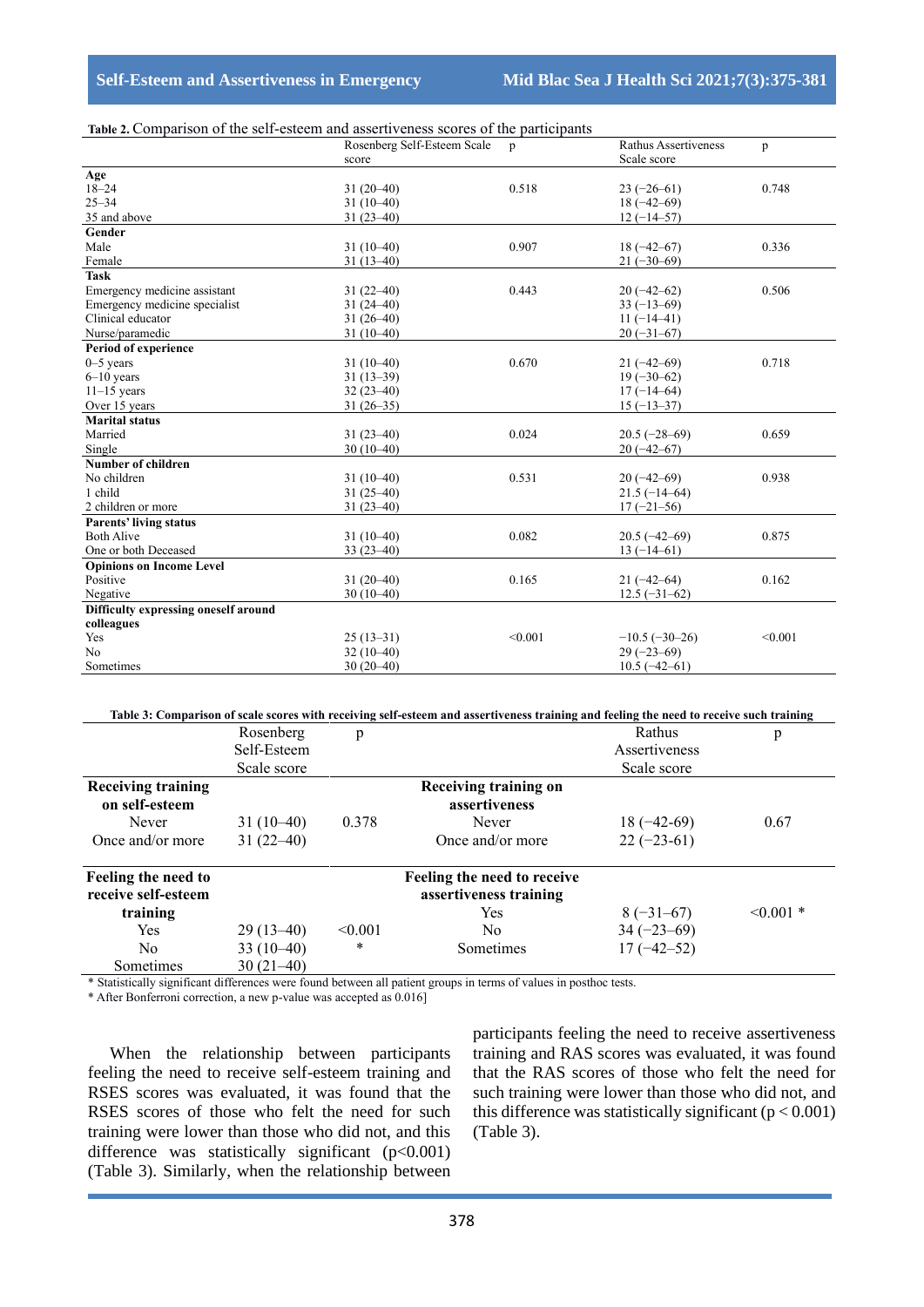**Table 2.** Comparison of the self-esteem and assertiveness scores of the participants

| | Rosenberg Self-Esteem Scale score | p | Rathus Assertiveness Scale score | p |
|---|---|---|---|---|
| **Age** | | | | |
| 18–24 | 31 (20–40) | 0.518 | 23 (−26–61) | 0.748 |
| 25–34 | 31 (10–40) | | 18 (−42–69) | |
| 35 and above | 31 (23–40) | | 12 (−14–57) | |
| **Gender** | | | | |
| Male | 31 (10–40) | 0.907 | 18 (−42–67) | 0.336 |
| Female | 31 (13–40) | | 21 (−30–69) | |
| **Task** | | | | |
| Emergency medicine assistant | 31 (22–40) | 0.443 | 20 (−42–62) | 0.506 |
| Emergency medicine specialist | 31 (24–40) | | 33 (−13–69) | |
| Clinical educator | 31 (26–40) | | 11 (−14–41) | |
| Nurse/paramedic | 31 (10–40) | | 20 (−31–67) | |
| **Period of experience** | | | | |
| 0–5 years | 31 (10–40) | 0.670 | 21 (−42–69) | 0.718 |
| 6–10 years | 31 (13–39) | | 19 (−30–62) | |
| 11–15 years | 32 (23–40) | | 17 (−14–64) | |
| Over 15 years | 31 (26–35) | | 15 (−13–37) | |
| **Marital status** | | | | |
| Married | 31 (23–40) | 0.024 | 20.5 (−28–69) | 0.659 |
| Single | 30 (10–40) | | 20 (−42–67) | |
| **Number of children** | | | | |
| No children | 31 (10–40) | 0.531 | 20 (−42–69) | 0.938 |
| 1 child | 31 (25–40) | | 21.5 (−14–64) | |
| 2 children or more | 31 (23–40) | | 17 (−21–56) | |
| **Parents' living status** | | | | |
| Both Alive | 31 (10–40) | 0.082 | 20.5 (−42–69) | 0.875 |
| One or both Deceased | 33 (23–40) | | 13 (−14–61) | |
| **Opinions on Income Level** | | | | |
| Positive | 31 (20–40) | 0.165 | 21 (−42–64) | 0.162 |
| Negative | 30 (10–40) | | 12.5 (−31–62) | |
| **Difficulty expressing oneself around colleagues** | | | | |
| Yes | 25 (13–31) | <0.001 | −10.5 (−30–26) | <0.001 |
| No | 32 (10–40) | | 29 (−23–69) | |
| Sometimes | 30 (20–40) | | 10.5 (−42–61) | |

**Table 3: Comparison of scale scores with receiving self-esteem and assertiveness training and feeling the need to receive such training**

| | Rosenberg Self-Esteem Scale score | p | | Rathus Assertiveness Scale score | p |
|---|---|---|---|---|---|
| **Receiving training on self-esteem** | | | **Receiving training on assertiveness** | | |
| Never | 31 (10–40) | 0.378 | Never | 18 (−42-69) | 0.67 |
| Once and/or more | 31 (22–40) | | Once and/or more | 22 (−23-61) | |
| **Feeling the need to receive self-esteem training** | | | **Feeling the need to receive assertiveness training** | | |
| Yes | 29 (13–40) | <0.001 * | Yes | 8 (−31–67) | <0.001 * |
| No | 33 (10–40) | | No | 34 (−23–69) | |
| Sometimes | 30 (21–40) | | Sometimes | 17 (−42–52) | |

* Statistically significant differences were found between all patient groups in terms of values in posthoc tests.

* After Bonferroni correction, a new p-value was accepted as 0.016]

When the relationship between participants feeling the need to receive self-esteem training and RSES scores was evaluated, it was found that the RSES scores of those who felt the need for such training were lower than those who did not, and this difference was statistically significant ($p<0.001$) (Table 3). Similarly, when the relationship between participants feeling the need to receive assertiveness training and RAS scores was evaluated, it was found that the RAS scores of those who felt the need for such training were lower than those who did not, and this difference was statistically significant ($p < 0.001$) (Table 3).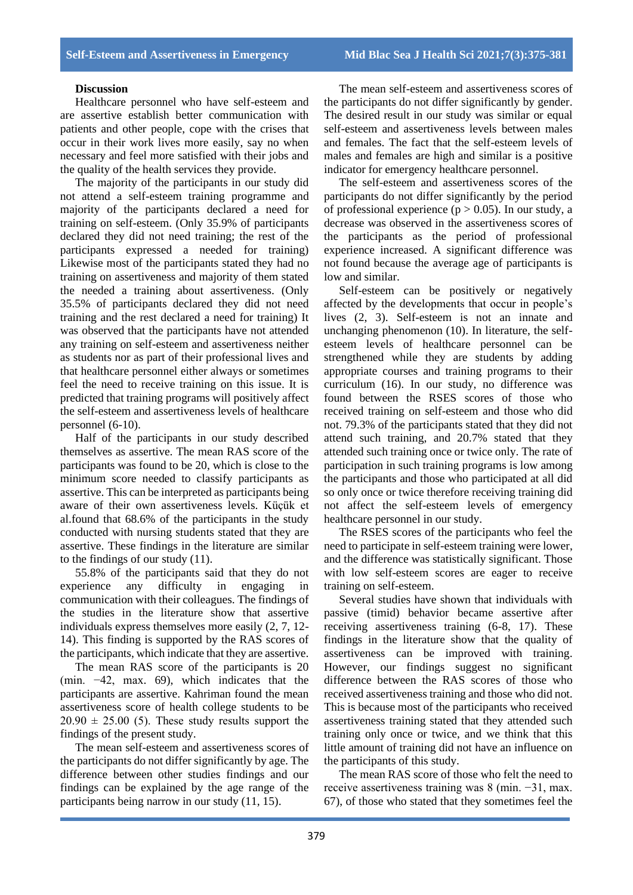## Discussion

Healthcare personnel who have self-esteem and are assertive establish better communication with patients and other people, cope with the crises that occur in their work lives more easily, say no when necessary and feel more satisfied with their jobs and the quality of the health services they provide.

The majority of the participants in our study did not attend a self-esteem training programme and majority of the participants declared a need for training on self-esteem. (Only 35.9% of participants declared they did not need training; the rest of the participants expressed a needed for training) Likewise most of the participants stated they had no training on assertiveness and majority of them stated the needed a training about assertiveness. (Only 35.5% of participants declared they did not need training and the rest declared a need for training) It was observed that the participants have not attended any training on self-esteem and assertiveness neither as students nor as part of their professional lives and that healthcare personnel either always or sometimes feel the need to receive training on this issue. It is predicted that training programs will positively affect the self-esteem and assertiveness levels of healthcare personnel (6-10).

Half of the participants in our study described themselves as assertive. The mean RAS score of the participants was found to be 20, which is close to the minimum score needed to classify participants as assertive. This can be interpreted as participants being aware of their own assertiveness levels. Küçük et al.found that 68.6% of the participants in the study conducted with nursing students stated that they are assertive. These findings in the literature are similar to the findings of our study (11).

55.8% of the participants said that they do not experience any difficulty in engaging in communication with their colleagues. The findings of the studies in the literature show that assertive individuals express themselves more easily (2, 7, 12-14). This finding is supported by the RAS scores of the participants, which indicate that they are assertive.

The mean RAS score of the participants is 20 (min. −42, max. 69), which indicates that the participants are assertive. Kahriman found the mean assertiveness score of health college students to be $20.90 \pm 25.00$ (5). These study results support the findings of the present study.

The mean self-esteem and assertiveness scores of the participants do not differ significantly by age. The difference between other studies findings and our findings can be explained by the age range of the participants being narrow in our study (11, 15).

The mean self-esteem and assertiveness scores of the participants do not differ significantly by gender. The desired result in our study was similar or equal self-esteem and assertiveness levels between males and females. The fact that the self-esteem levels of males and females are high and similar is a positive indicator for emergency healthcare personnel.

The self-esteem and assertiveness scores of the participants do not differ significantly by the period of professional experience ($p > 0.05$). In our study, a decrease was observed in the assertiveness scores of the participants as the period of professional experience increased. A significant difference was not found because the average age of participants is low and similar.

Self-esteem can be positively or negatively affected by the developments that occur in people's lives (2, 3). Self-esteem is not an innate and unchanging phenomenon (10). In literature, the self-esteem levels of healthcare personnel can be strengthened while they are students by adding appropriate courses and training programs to their curriculum (16). In our study, no difference was found between the RSES scores of those who received training on self-esteem and those who did not. 79.3% of the participants stated that they did not attend such training, and 20.7% stated that they attended such training once or twice only. The rate of participation in such training programs is low among the participants and those who participated at all did so only once or twice therefore receiving training did not affect the self-esteem levels of emergency healthcare personnel in our study.

The RSES scores of the participants who feel the need to participate in self-esteem training were lower, and the difference was statistically significant. Those with low self-esteem scores are eager to receive training on self-esteem.

Several studies have shown that individuals with passive (timid) behavior became assertive after receiving assertiveness training (6-8, 17). These findings in the literature show that the quality of assertiveness can be improved with training. However, our findings suggest no significant difference between the RAS scores of those who received assertiveness training and those who did not. This is because most of the participants who received assertiveness training stated that they attended such training only once or twice, and we think that this little amount of training did not have an influence on the participants of this study.

The mean RAS score of those who felt the need to receive assertiveness training was 8 (min. −31, max. 67), of those who stated that they sometimes feel the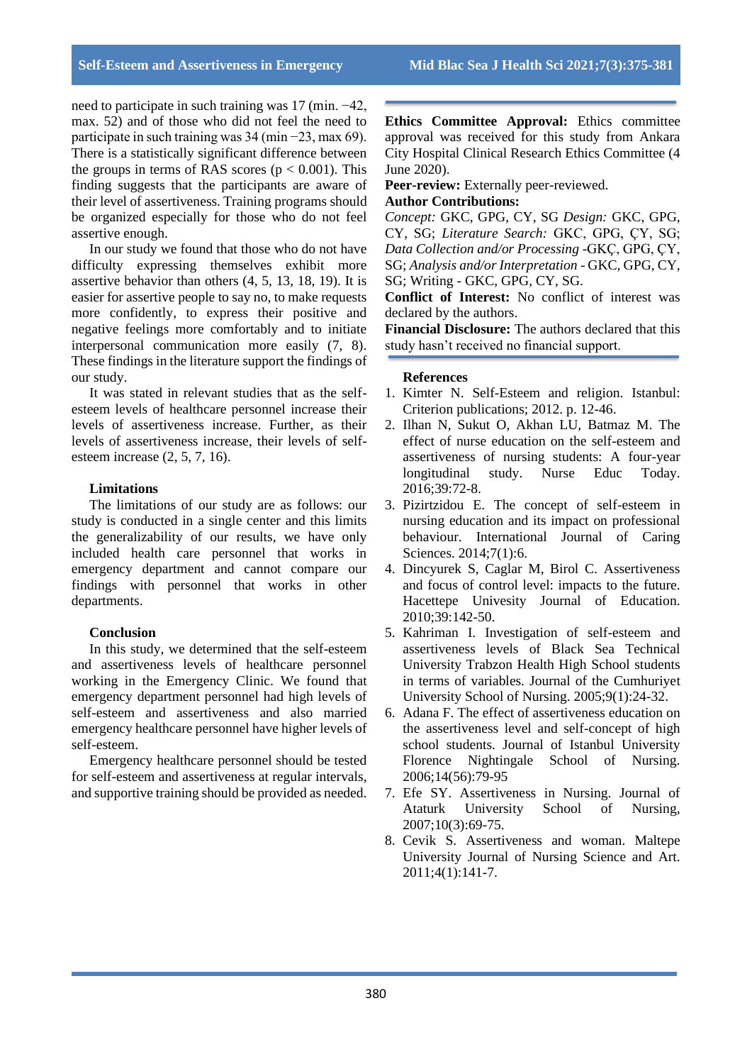need to participate in such training was 17 (min. −42, max. 52) and of those who did not feel the need to participate in such training was 34 (min −23, max 69). There is a statistically significant difference between the groups in terms of RAS scores ($p < 0.001$). This finding suggests that the participants are aware of their level of assertiveness. Training programs should be organized especially for those who do not feel assertive enough.

In our study we found that those who do not have difficulty expressing themselves exhibit more assertive behavior than others (4, 5, 13, 18, 19). It is easier for assertive people to say no, to make requests more confidently, to express their positive and negative feelings more comfortably and to initiate interpersonal communication more easily (7, 8). These findings in the literature support the findings of our study.

It was stated in relevant studies that as the self-esteem levels of healthcare personnel increase their levels of assertiveness increase. Further, as their levels of assertiveness increase, their levels of self-esteem increase (2, 5, 7, 16).

### Limitations

The limitations of our study are as follows: our study is conducted in a single center and this limits the generalizability of our results, we have only included health care personnel that works in emergency department and cannot compare our findings with personnel that works in other departments.

### Conclusion

In this study, we determined that the self-esteem and assertiveness levels of healthcare personnel working in the Emergency Clinic. We found that emergency department personnel had high levels of self-esteem and assertiveness and also married emergency healthcare personnel have higher levels of self-esteem.

Emergency healthcare personnel should be tested for self-esteem and assertiveness at regular intervals, and supportive training should be provided as needed.

**Ethics Committee Approval:** Ethics committee approval was received for this study from Ankara City Hospital Clinical Research Ethics Committee (4 June 2020).

**Peer-review:** Externally peer-reviewed.

**Author Contributions:**

*Concept:* GKC, GPG, CY, SG *Design:* GKC, GPG, CY, SG; *Literature Search:* GKC, GPG, ÇY, SG; *Data Collection and/or Processing* -GKÇ, GPG, ÇY, SG; *Analysis and/or Interpretation* - GKC, GPG, CY, SG; Writing - GKC, GPG, CY, SG.

**Conflict of Interest:** No conflict of interest was declared by the authors.

**Financial Disclosure:** The authors declared that this study hasn't received no financial support.

### References

1. Kimter N. Self-Esteem and religion. Istanbul: Criterion publications; 2012. p. 12-46.
2. Ilhan N, Sukut O, Akhan LU, Batmaz M. The effect of nurse education on the self-esteem and assertiveness of nursing students: A four-year longitudinal study. Nurse Educ Today. 2016;39:72-8.
3. Pizirtzidou E. The concept of self-esteem in nursing education and its impact on professional behaviour. International Journal of Caring Sciences. 2014;7(1):6.
4. Dincyurek S, Caglar M, Birol C. Assertiveness and focus of control level: impacts to the future. Hacettepe Univesity Journal of Education. 2010;39:142-50.
5. Kahriman I. Investigation of self-esteem and assertiveness levels of Black Sea Technical University Trabzon Health High School students in terms of variables. Journal of the Cumhuriyet University School of Nursing. 2005;9(1):24-32.
6. Adana F. The effect of assertiveness education on the assertiveness level and self-concept of high school students. Journal of Istanbul University Florence Nightingale School of Nursing. 2006;14(56):79-95
7. Efe SY. Assertiveness in Nursing. Journal of Ataturk University School of Nursing, 2007;10(3):69-75.
8. Cevik S. Assertiveness and woman. Maltepe University Journal of Nursing Science and Art. 2011;4(1):141-7.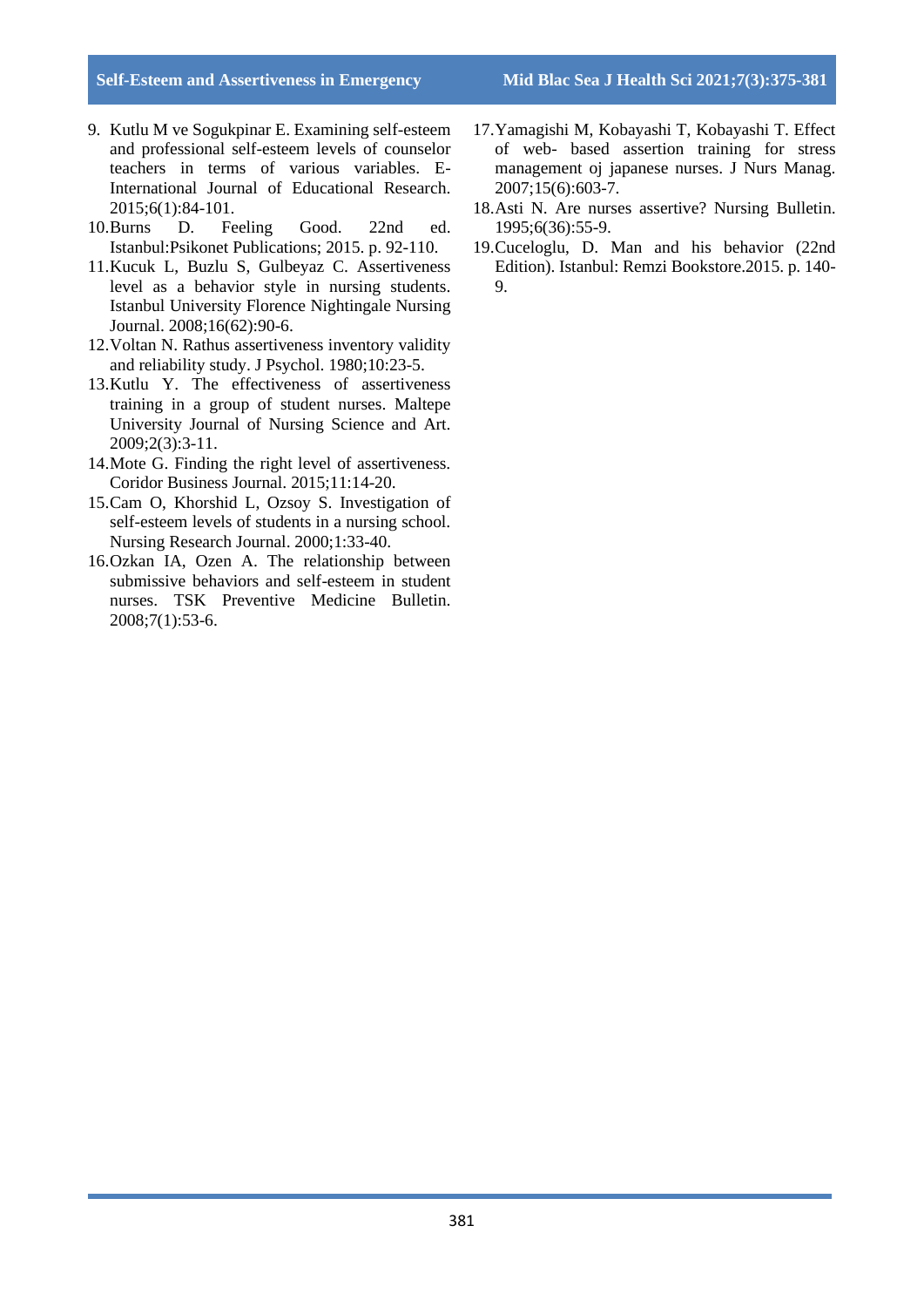9. Kutlu M ve Sogukpinar E. Examining self-esteem and professional self-esteem levels of counselor teachers in terms of various variables. E-International Journal of Educational Research. 2015;6(1):84-101.
10. Burns D. Feeling Good. 22nd ed. Istanbul:Psikonet Publications; 2015. p. 92-110.
11. Kucuk L, Buzlu S, Gulbeyaz C. Assertiveness level as a behavior style in nursing students. Istanbul University Florence Nightingale Nursing Journal. 2008;16(62):90-6.
12. Voltan N. Rathus assertiveness inventory validity and reliability study. J Psychol. 1980;10:23-5.
13. Kutlu Y. The effectiveness of assertiveness training in a group of student nurses. Maltepe University Journal of Nursing Science and Art. 2009;2(3):3-11.
14. Mote G. Finding the right level of assertiveness. Coridor Business Journal. 2015;11:14-20.
15. Cam O, Khorshid L, Ozsoy S. Investigation of self-esteem levels of students in a nursing school. Nursing Research Journal. 2000;1:33-40.
16. Ozkan IA, Ozen A. The relationship between submissive behaviors and self-esteem in student nurses. TSK Preventive Medicine Bulletin. 2008;7(1):53-6.
17. Yamagishi M, Kobayashi T, Kobayashi T. Effect of web- based assertion training for stress management oj japanese nurses. J Nurs Manag. 2007;15(6):603-7.
18. Asti N. Are nurses assertive? Nursing Bulletin. 1995;6(36):55-9.
19. Cuceloglu, D. Man and his behavior (22nd Edition). Istanbul: Remzi Bookstore.2015. p. 140-9.